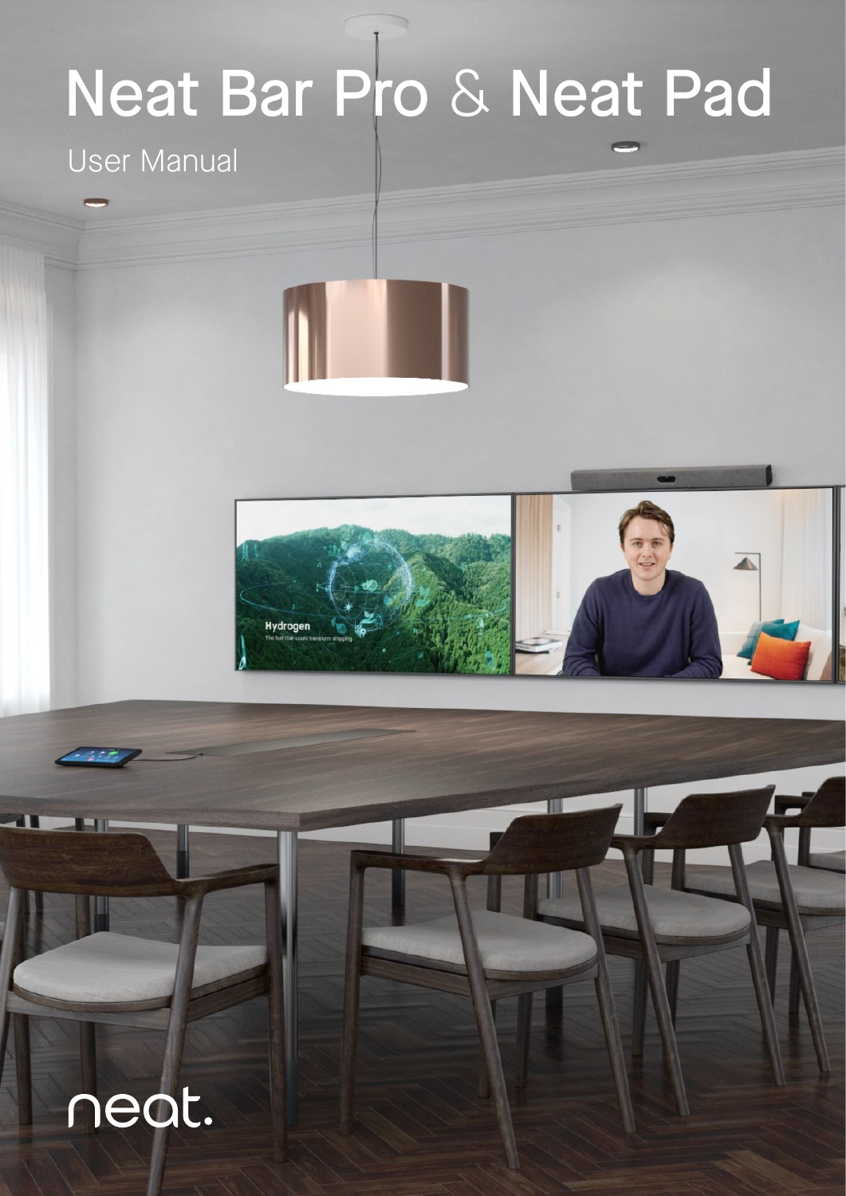# Neat Bar Pro & Neat Pad

User Manual

neat.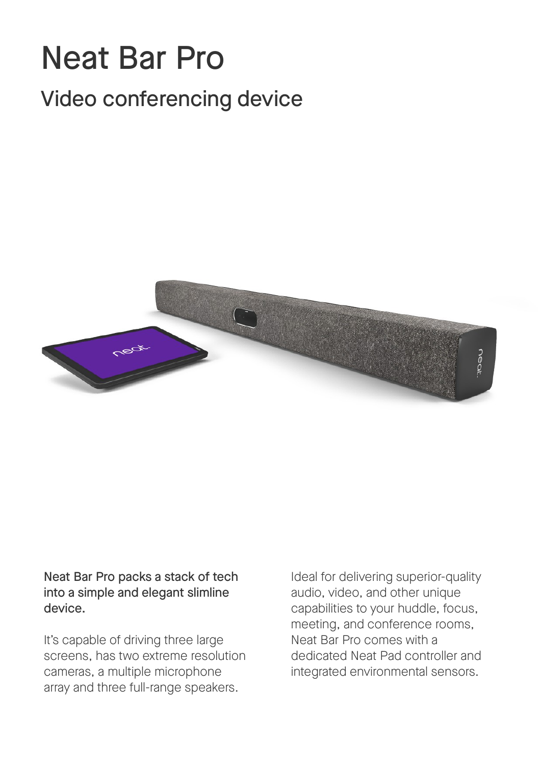# Neat Bar Pro

## Video conferencing device

**Neat Bar Pro packs a stack of tech into a simple and elegant slimline device.**

It's capable of driving three large screens, has two extreme resolution cameras, a multiple microphone array and three full-range speakers.

Ideal for delivering superior-quality audio, video, and other unique capabilities to your huddle, focus, meeting, and conference rooms, Neat Bar Pro comes with a dedicated Neat Pad controller and integrated environmental sensors.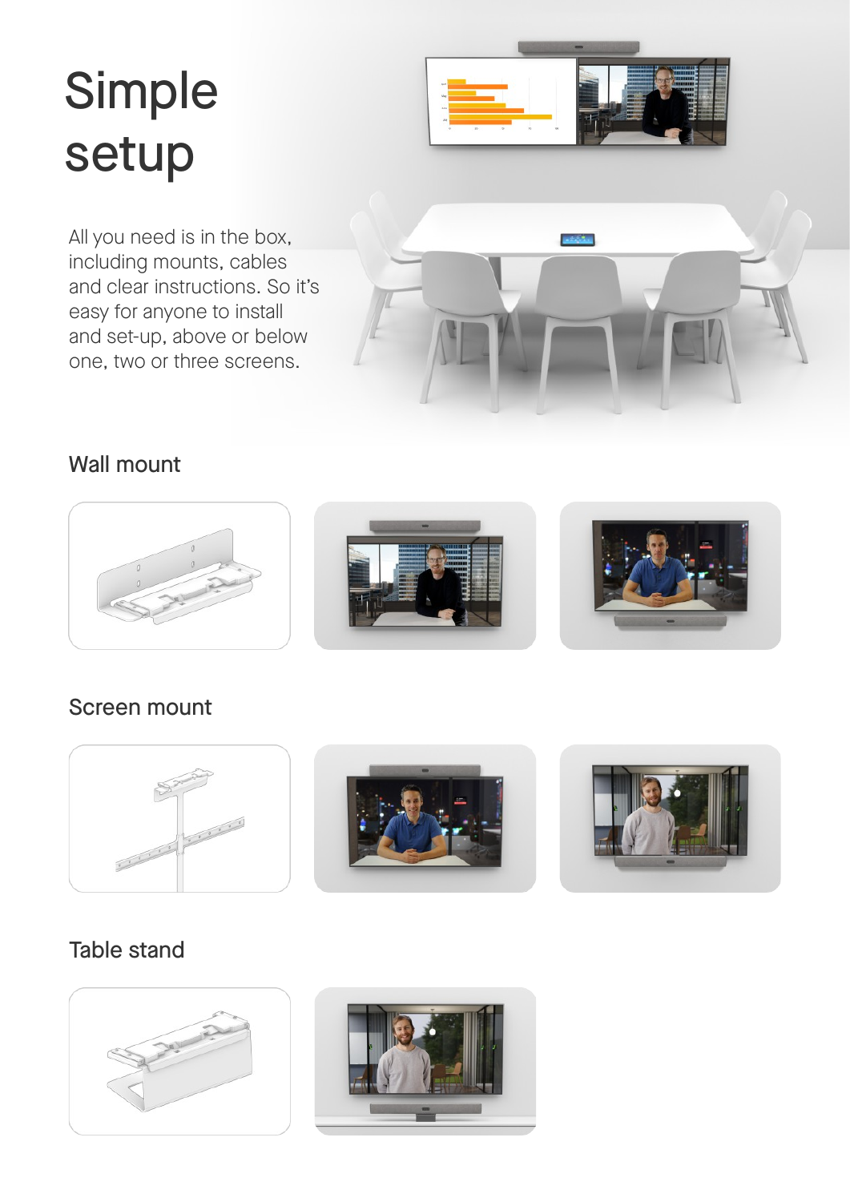# Simple setup

All you need is in the box, including mounts, cables and clear instructions. So it's easy for anyone to install and set-up, above or below one, two or three screens.

## Wall mount

## Screen mount

## Table stand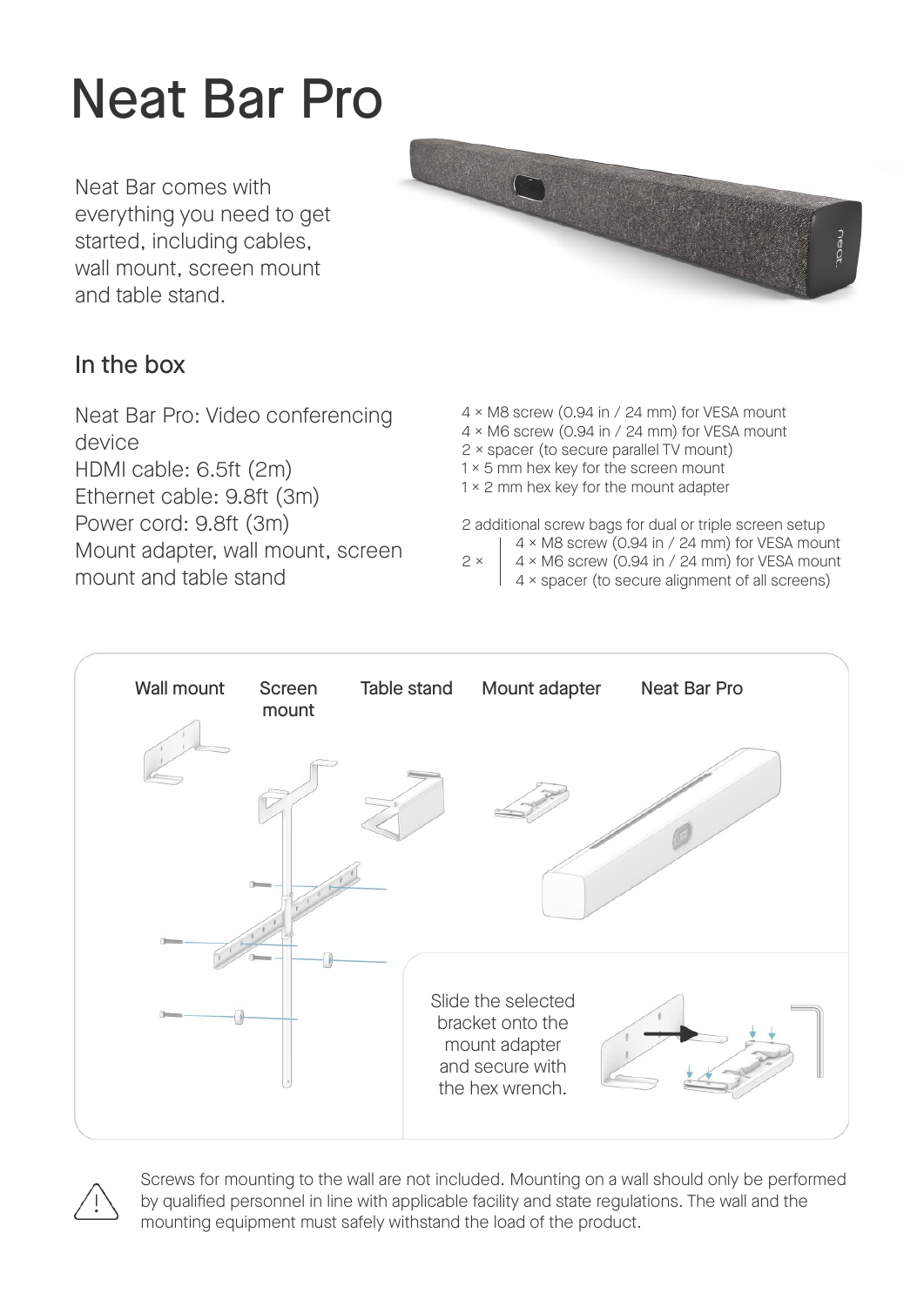# Neat Bar Pro

Neat Bar comes with everything you need to get started, including cables, wall mount, screen mount and table stand.

## In the box

Neat Bar Pro: Video conferencing device
HDMI cable: 6.5ft (2m)
Ethernet cable: 9.8ft (3m)
Power cord: 9.8ft (3m)
Mount adapter, wall mount, screen mount and table stand

4 × M8 screw (0.94 in / 24 mm) for VESA mount
4 × M6 screw (0.94 in / 24 mm) for VESA mount
2 × spacer (to secure parallel TV mount)
1 × 5 mm hex key for the screen mount
1 × 2 mm hex key for the mount adapter

2 additional screw bags for dual or triple screen setup

2 ×
- 4 × M8 screw (0.94 in / 24 mm) for VESA mount
- 4 × M6 screw (0.94 in / 24 mm) for VESA mount
- 4 × spacer (to secure alignment of all screens)

Wall mount | Screen mount | Table stand | Mount adapter | Neat Bar Pro

Slide the selected bracket onto the mount adapter and secure with the hex wrench.

Screws for mounting to the wall are not included. Mounting on a wall should only be performed by qualified personnel in line with applicable facility and state regulations. The wall and the mounting equipment must safely withstand the load of the product.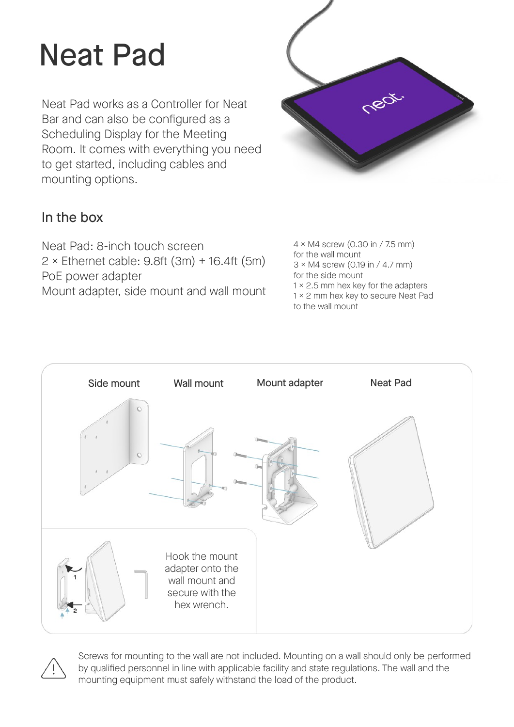# Neat Pad

Neat Pad works as a Controller for Neat Bar and can also be configured as a Scheduling Display for the Meeting Room. It comes with everything you need to get started, including cables and mounting options.

## In the box

Neat Pad: 8-inch touch screen
2 × Ethernet cable: 9.8ft (3m) + 16.4ft (5m)
PoE power adapter
Mount adapter, side mount and wall mount

4 × M4 screw (0.30 in / 7.5 mm) for the wall mount
3 × M4 screw (0.19 in / 4.7 mm) for the side mount
1 × 2.5 mm hex key for the adapters
1 × 2 mm hex key to secure Neat Pad to the wall mount

Side mount | Wall mount | Mount adapter | Neat Pad

Hook the mount adapter onto the wall mount and secure with the hex wrench.

Screws for mounting to the wall are not included. Mounting on a wall should only be performed by qualified personnel in line with applicable facility and state regulations. The wall and the mounting equipment must safely withstand the load of the product.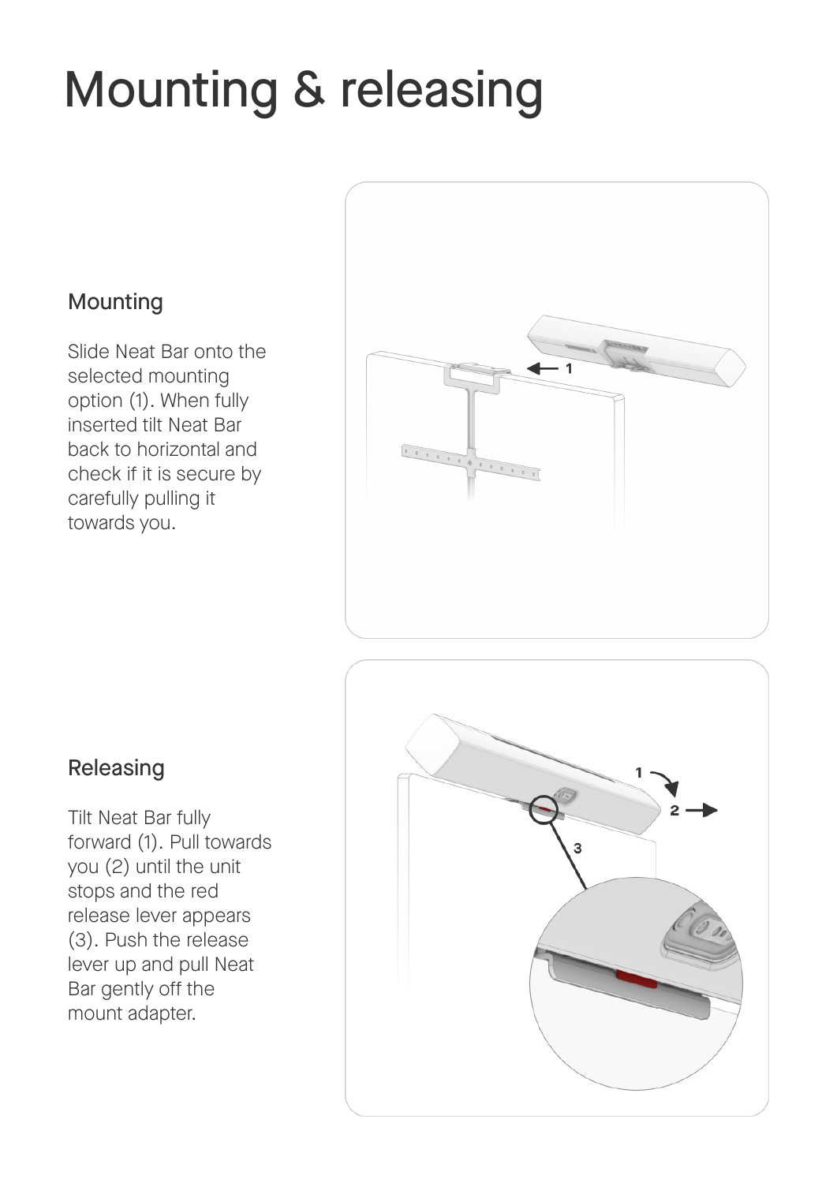# Mounting & releasing

## Mounting

Slide Neat Bar onto the selected mounting option (1). When fully inserted tilt Neat Bar back to horizontal and check if it is secure by carefully pulling it towards you.

## Releasing

Tilt Neat Bar fully forward (1). Pull towards you (2) until the unit stops and the red release lever appears (3). Push the release lever up and pull Neat Bar gently off the mount adapter.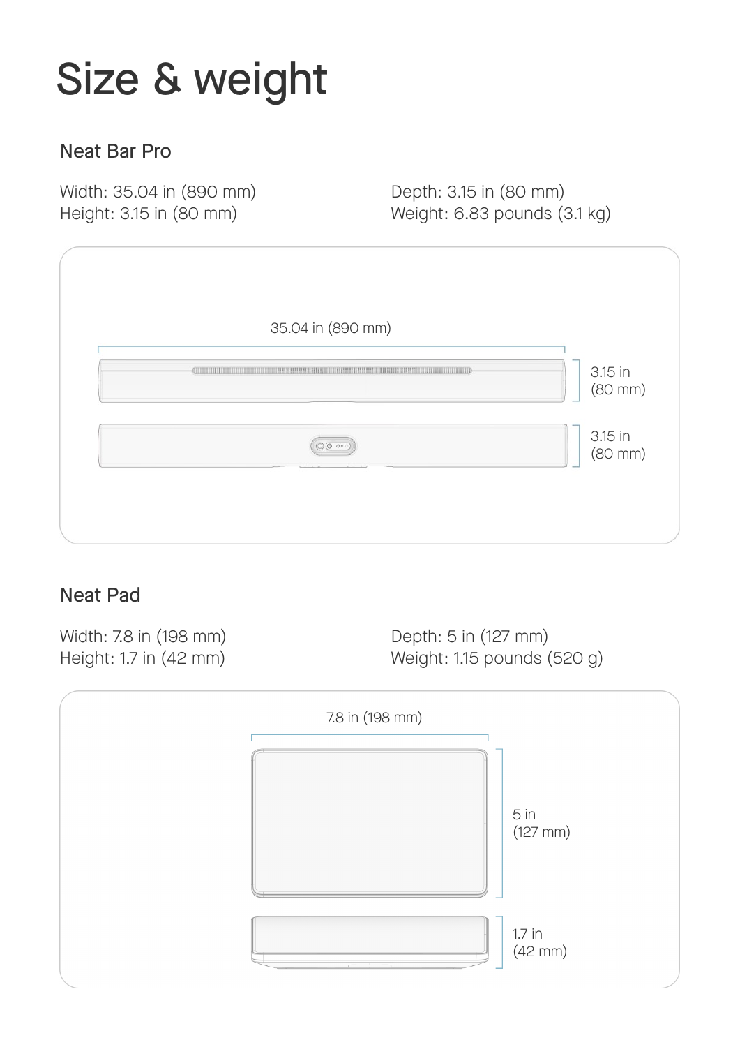# Size & weight

## Neat Bar Pro

Width: 35.04 in (890 mm)
Height: 3.15 in (80 mm)

Depth: 3.15 in (80 mm)
Weight: 6.83 pounds (3.1 kg)

35.04 in (890 mm)

3.15 in (80 mm)

3.15 in (80 mm)

## Neat Pad

Width: 7.8 in (198 mm)
Height: 1.7 in (42 mm)

Depth: 5 in (127 mm)
Weight: 1.15 pounds (520 g)

7.8 in (198 mm)

5 in (127 mm)

1.7 in (42 mm)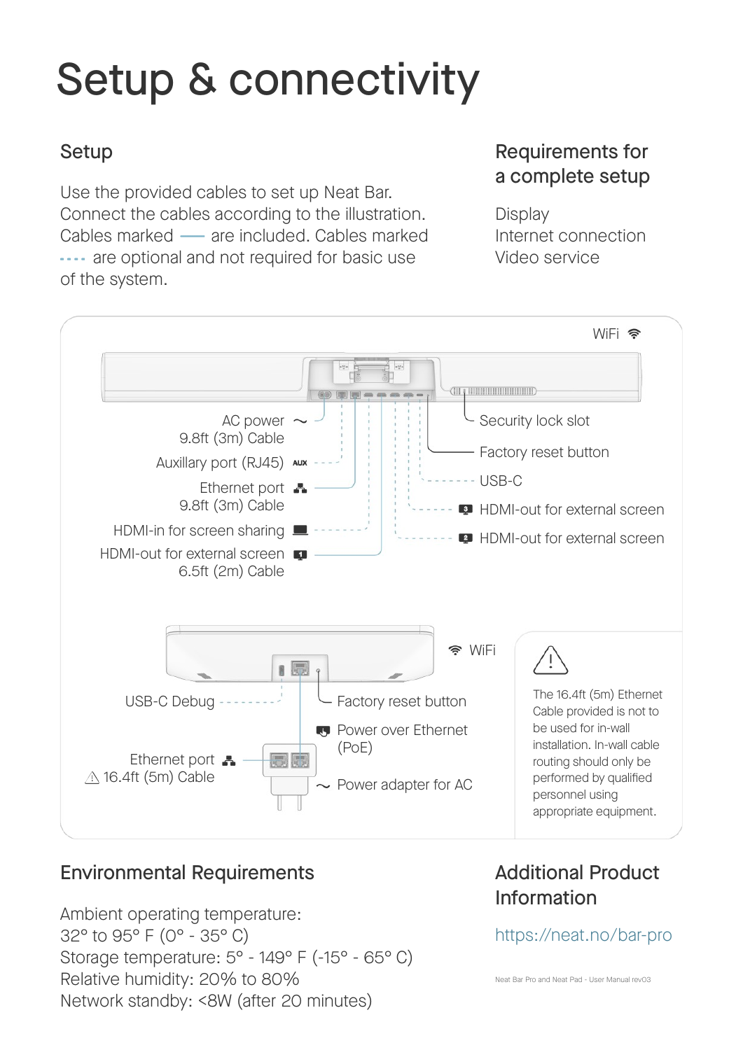# Setup & connectivity

## Setup

Use the provided cables to set up Neat Bar. Connect the cables according to the illustration. Cables marked —— are included. Cables marked ---- are optional and not required for basic use of the system.

## Requirements for a complete setup

Display
Internet connection
Video service

WiFi

AC power
9.8ft (3m) Cable

Auxillary port (RJ45) AUX

Ethernet port
9.8ft (3m) Cable

HDMI-in for screen sharing

HDMI-out for external screen 1
6.5ft (2m) Cable

Security lock slot

Factory reset button

USB-C

HDMI-out for external screen 3

HDMI-out for external screen 2

WiFi

USB-C Debug

Factory reset button

Power over Ethernet (PoE)

Ethernet port
⚠ 16.4ft (5m) Cable

Power adapter for AC

⚠

The 16.4ft (5m) Ethernet Cable provided is not to be used for in-wall installation. In-wall cable routing should only be performed by qualified personnel using appropriate equipment.

## Environmental Requirements

Ambient operating temperature:
32° to 95° F (0° - 35° C)
Storage temperature: 5° - 149° F (-15° - 65° C)
Relative humidity: 20% to 80%
Network standby: <8W (after 20 minutes)

## Additional Product Information

https://neat.no/bar-pro

Neat Bar Pro and Neat Pad - User Manual rev03